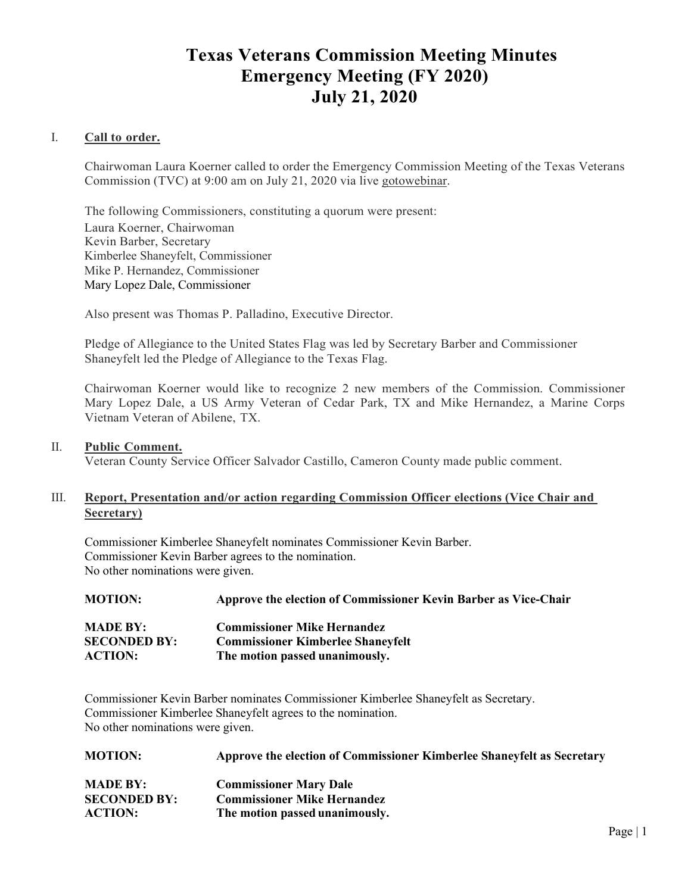# Texas Veterans Commission Meeting Minutes
# Emergency Meeting (FY 2020)
# July 21, 2020

## I. Call to order.

Chairwoman Laura Koerner called to order the Emergency Commission Meeting of the Texas Veterans Commission (TVC) at 9:00 am on July 21, 2020 via live gotowebinar.

The following Commissioners, constituting a quorum were present:
Laura Koerner, Chairwoman
Kevin Barber, Secretary
Kimberlee Shaneyfelt, Commissioner
Mike P. Hernandez, Commissioner
Mary Lopez Dale, Commissioner

Also present was Thomas P. Palladino, Executive Director.

Pledge of Allegiance to the United States Flag was led by Secretary Barber and Commissioner Shaneyfelt led the Pledge of Allegiance to the Texas Flag.

Chairwoman Koerner would like to recognize 2 new members of the Commission. Commissioner Mary Lopez Dale, a US Army Veteran of Cedar Park, TX and Mike Hernandez, a Marine Corps Vietnam Veteran of Abilene, TX.

## II. Public Comment.

Veteran County Service Officer Salvador Castillo, Cameron County made public comment.

## III. Report, Presentation and/or action regarding Commission Officer elections (Vice Chair and Secretary)

Commissioner Kimberlee Shaneyfelt nominates Commissioner Kevin Barber.
Commissioner Kevin Barber agrees to the nomination.
No other nominations were given.

**MOTION:** **Approve the election of Commissioner Kevin Barber as Vice-Chair**

**MADE BY:** **Commissioner Mike Hernandez**
**SECONDED BY:** **Commissioner Kimberlee Shaneyfelt**
**ACTION:** **The motion passed unanimously.**

Commissioner Kevin Barber nominates Commissioner Kimberlee Shaneyfelt as Secretary.
Commissioner Kimberlee Shaneyfelt agrees to the nomination.
No other nominations were given.

**MOTION:** **Approve the election of Commissioner Kimberlee Shaneyfelt as Secretary**

**MADE BY:** **Commissioner Mary Dale**
**SECONDED BY:** **Commissioner Mike Hernandez**
**ACTION:** **The motion passed unanimously.**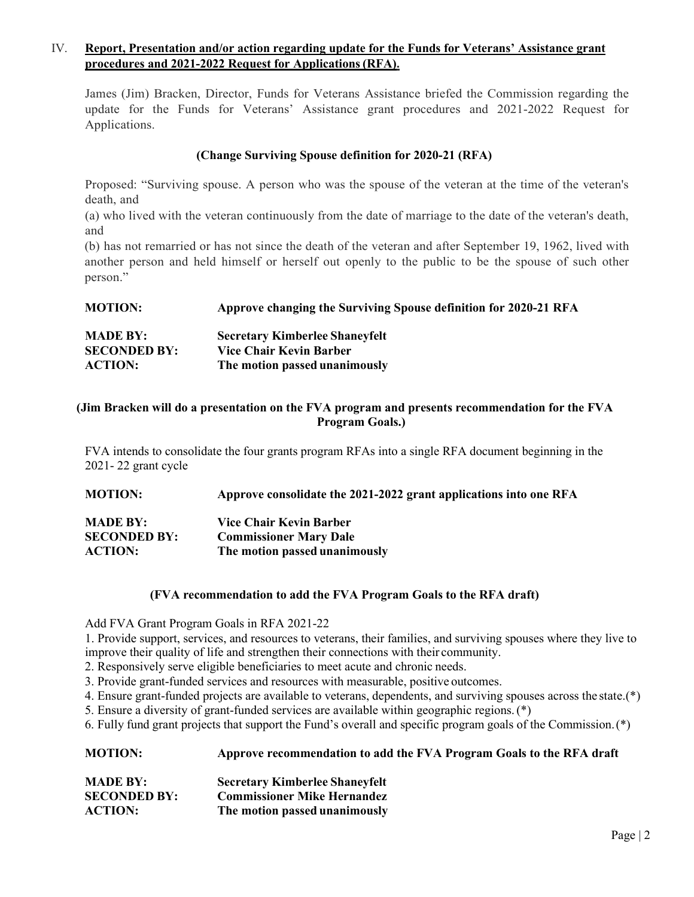IV. **Report, Presentation and/or action regarding update for the Funds for Veterans' Assistance grant procedures and 2021-2022 Request for Applications (RFA).**

James (Jim) Bracken, Director, Funds for Veterans Assistance briefed the Commission regarding the update for the Funds for Veterans' Assistance grant procedures and 2021-2022 Request for Applications.

**(Change Surviving Spouse definition for 2020-21 (RFA)**

Proposed: "Surviving spouse. A person who was the spouse of the veteran at the time of the veteran's death, and

(a) who lived with the veteran continuously from the date of marriage to the date of the veteran's death, and

(b) has not remarried or has not since the death of the veteran and after September 19, 1962, lived with another person and held himself or herself out openly to the public to be the spouse of such other person."

**MOTION:** **Approve changing the Surviving Spouse definition for 2020-21 RFA**

**MADE BY:** **Secretary Kimberlee Shaneyfelt**
**SECONDED BY:** **Vice Chair Kevin Barber**
**ACTION:** **The motion passed unanimously**

**(Jim Bracken will do a presentation on the FVA program and presents recommendation for the FVA Program Goals.)**

FVA intends to consolidate the four grants program RFAs into a single RFA document beginning in the 2021- 22 grant cycle

**MOTION:** **Approve consolidate the 2021-2022 grant applications into one RFA**

**MADE BY:** **Vice Chair Kevin Barber**
**SECONDED BY:** **Commissioner Mary Dale**
**ACTION:** **The motion passed unanimously**

**(FVA recommendation to add the FVA Program Goals to the RFA draft)**

Add FVA Grant Program Goals in RFA 2021-22

1. Provide support, services, and resources to veterans, their families, and surviving spouses where they live to improve their quality of life and strengthen their connections with their community.
2. Responsively serve eligible beneficiaries to meet acute and chronic needs.
3. Provide grant-funded services and resources with measurable, positive outcomes.
4. Ensure grant-funded projects are available to veterans, dependents, and surviving spouses across the state.(*)
5. Ensure a diversity of grant-funded services are available within geographic regions. (*)
6. Fully fund grant projects that support the Fund's overall and specific program goals of the Commission. (*)

**MOTION:** **Approve recommendation to add the FVA Program Goals to the RFA draft**

**MADE BY:** **Secretary Kimberlee Shaneyfelt**
**SECONDED BY:** **Commissioner Mike Hernandez**
**ACTION:** **The motion passed unanimously**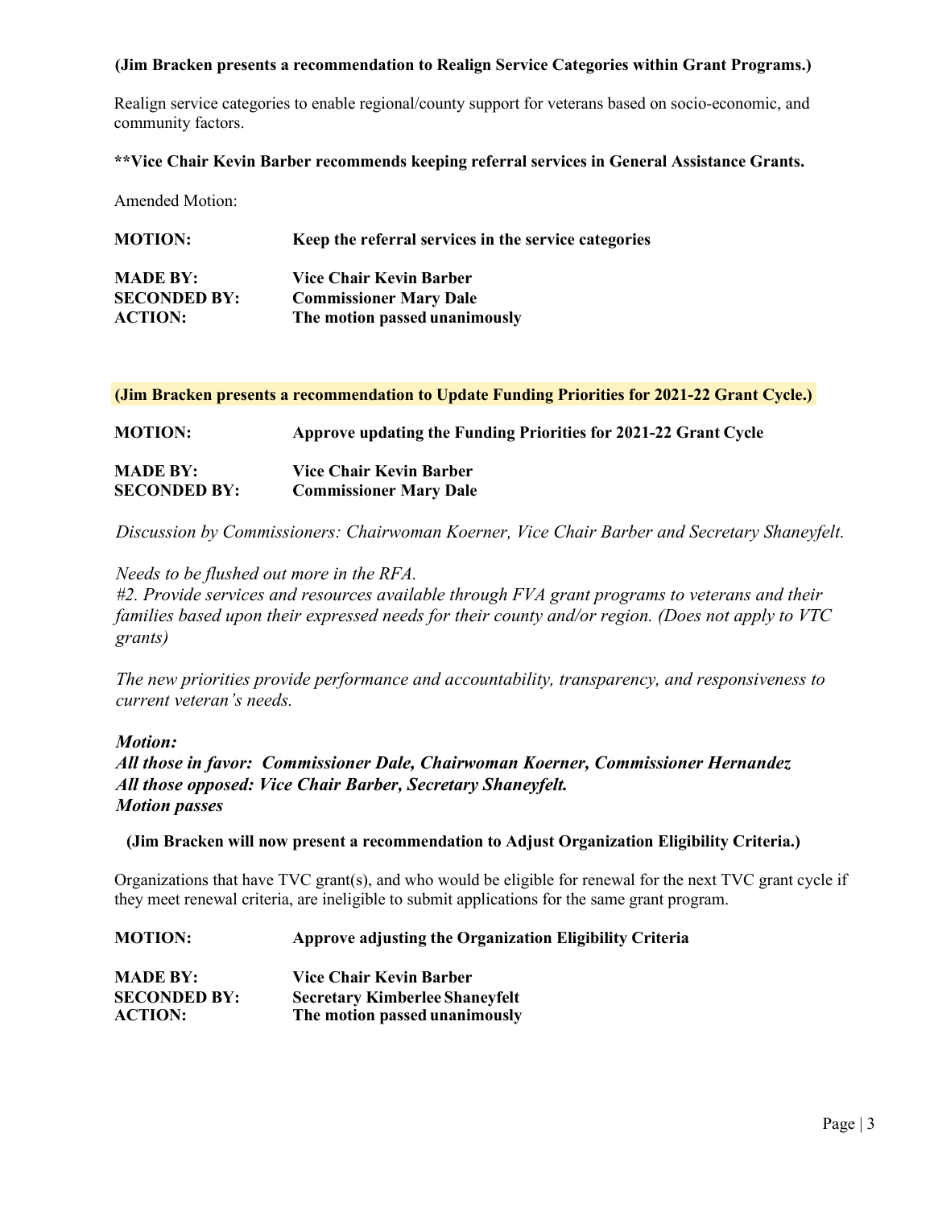**(Jim Bracken presents a recommendation to Realign Service Categories within Grant Programs.)**

Realign service categories to enable regional/county support for veterans based on socio-economic, and community factors.

****Vice Chair Kevin Barber recommends keeping referral services in General Assistance Grants.**

Amended Motion:

| | |
|---|---|
| **MOTION:** | **Keep the referral services in the service categories** |
| **MADE BY:** | **Vice Chair Kevin Barber** |
| **SECONDED BY:** | **Commissioner Mary Dale** |
| **ACTION:** | **The motion passed unanimously** |

**(Jim Bracken presents a recommendation to Update Funding Priorities for 2021-22 Grant Cycle.)**

| | |
|---|---|
| **MOTION:** | **Approve updating the Funding Priorities for 2021-22 Grant Cycle** |
| **MADE BY:** | **Vice Chair Kevin Barber** |
| **SECONDED BY:** | **Commissioner Mary Dale** |

*Discussion by Commissioners: Chairwoman Koerner, Vice Chair Barber and Secretary Shaneyfelt.*

*Needs to be flushed out more in the RFA.*
*#2. Provide services and resources available through FVA grant programs to veterans and their families based upon their expressed needs for their county and/or region. (Does not apply to VTC grants)*

*The new priorities provide performance and accountability, transparency, and responsiveness to current veteran's needs.*

***Motion:***
***All those in favor: Commissioner Dale, Chairwoman Koerner, Commissioner Hernandez***
***All those opposed: Vice Chair Barber, Secretary Shaneyfelt.***
***Motion passes***

**(Jim Bracken will now present a recommendation to Adjust Organization Eligibility Criteria.)**

Organizations that have TVC grant(s), and who would be eligible for renewal for the next TVC grant cycle if they meet renewal criteria, are ineligible to submit applications for the same grant program.

| | |
|---|---|
| **MOTION:** | **Approve adjusting the Organization Eligibility Criteria** |
| **MADE BY:** | **Vice Chair Kevin Barber** |
| **SECONDED BY:** | **Secretary Kimberlee Shaneyfelt** |
| **ACTION:** | **The motion passed unanimously** |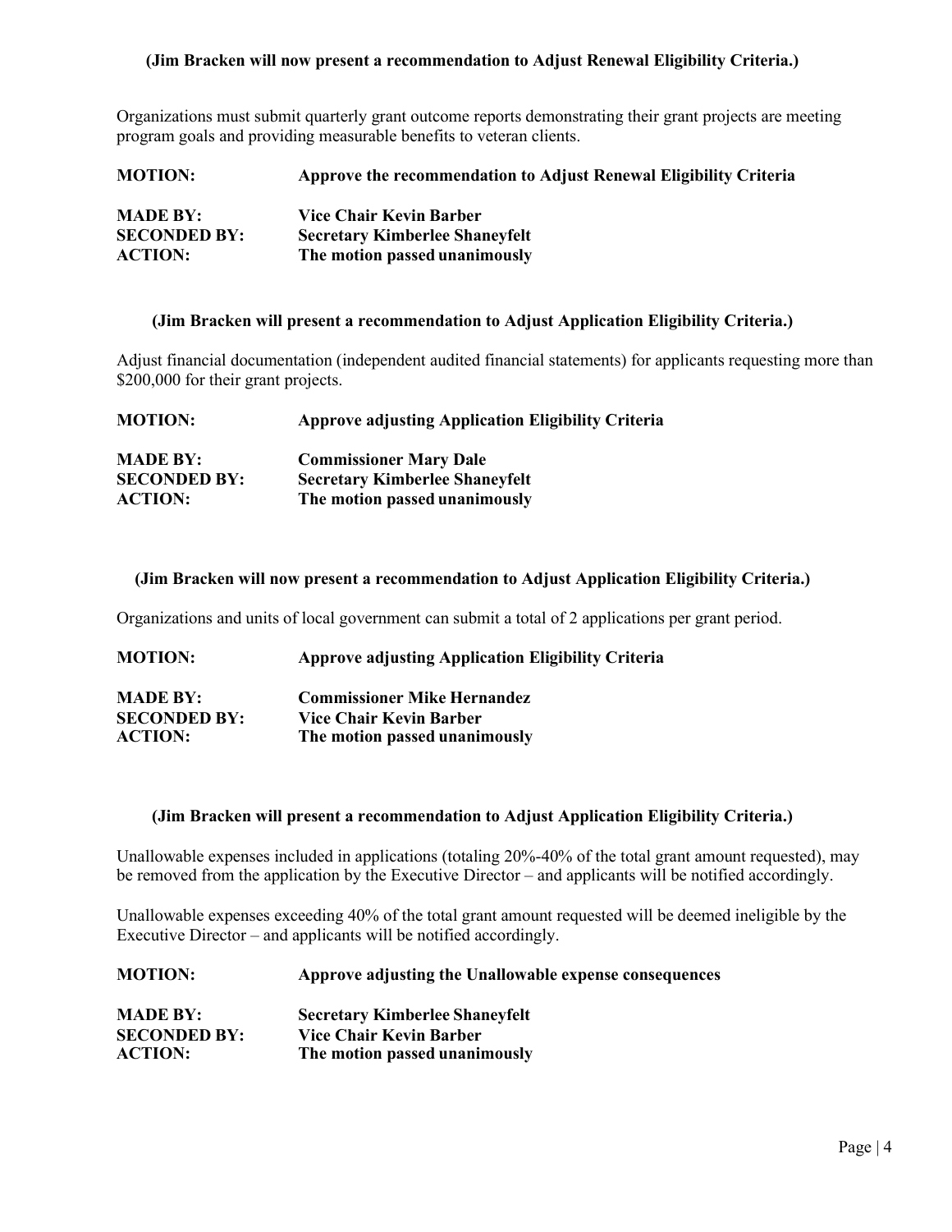**(Jim Bracken will now present a recommendation to Adjust Renewal Eligibility Criteria.)**

Organizations must submit quarterly grant outcome reports demonstrating their grant projects are meeting program goals and providing measurable benefits to veteran clients.

**MOTION:** **Approve the recommendation to Adjust Renewal Eligibility Criteria**

**MADE BY:** **Vice Chair Kevin Barber**
**SECONDED BY:** **Secretary Kimberlee Shaneyfelt**
**ACTION:** **The motion passed unanimously**

**(Jim Bracken will present a recommendation to Adjust Application Eligibility Criteria.)**

Adjust financial documentation (independent audited financial statements) for applicants requesting more than $200,000 for their grant projects.

**MOTION:** **Approve adjusting Application Eligibility Criteria**

**MADE BY:** **Commissioner Mary Dale**
**SECONDED BY:** **Secretary Kimberlee Shaneyfelt**
**ACTION:** **The motion passed unanimously**

**(Jim Bracken will now present a recommendation to Adjust Application Eligibility Criteria.)**

Organizations and units of local government can submit a total of 2 applications per grant period.

**MOTION:** **Approve adjusting Application Eligibility Criteria**

**MADE BY:** **Commissioner Mike Hernandez**
**SECONDED BY:** **Vice Chair Kevin Barber**
**ACTION:** **The motion passed unanimously**

**(Jim Bracken will present a recommendation to Adjust Application Eligibility Criteria.)**

Unallowable expenses included in applications (totaling 20%-40% of the total grant amount requested), may be removed from the application by the Executive Director – and applicants will be notified accordingly.

Unallowable expenses exceeding 40% of the total grant amount requested will be deemed ineligible by the Executive Director – and applicants will be notified accordingly.

**MOTION:** **Approve adjusting the Unallowable expense consequences**

**MADE BY:** **Secretary Kimberlee Shaneyfelt**
**SECONDED BY:** **Vice Chair Kevin Barber**
**ACTION:** **The motion passed unanimously**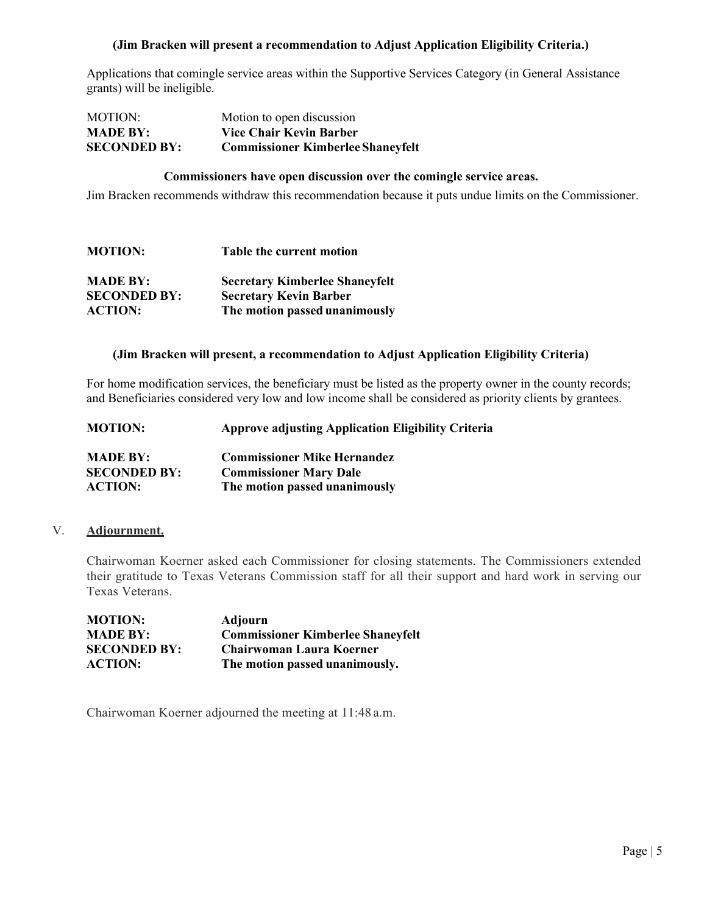**(Jim Bracken will present a recommendation to Adjust Application Eligibility Criteria.)**

Applications that comingle service areas within the Supportive Services Category (in General Assistance grants) will be ineligible.

MOTION: Motion to open discussion
**MADE BY: Vice Chair Kevin Barber**
**SECONDED BY: Commissioner Kimberlee Shaneyfelt**

**Commissioners have open discussion over the comingle service areas.**

Jim Bracken recommends withdraw this recommendation because it puts undue limits on the Commissioner.

**MOTION: Table the current motion**

**MADE BY: Secretary Kimberlee Shaneyfelt**
**SECONDED BY: Secretary Kevin Barber**
**ACTION: The motion passed unanimously**

**(Jim Bracken will present, a recommendation to Adjust Application Eligibility Criteria)**

For home modification services, the beneficiary must be listed as the property owner in the county records; and Beneficiaries considered very low and low income shall be considered as priority clients by grantees.

**MOTION: Approve adjusting Application Eligibility Criteria**

**MADE BY: Commissioner Mike Hernandez**
**SECONDED BY: Commissioner Mary Dale**
**ACTION: The motion passed unanimously**

V. **Adjournment.**

Chairwoman Koerner asked each Commissioner for closing statements. The Commissioners extended their gratitude to Texas Veterans Commission staff for all their support and hard work in serving our Texas Veterans.

**MOTION: Adjourn**
**MADE BY: Commissioner Kimberlee Shaneyfelt**
**SECONDED BY: Chairwoman Laura Koerner**
**ACTION: The motion passed unanimously.**

Chairwoman Koerner adjourned the meeting at 11:48 a.m.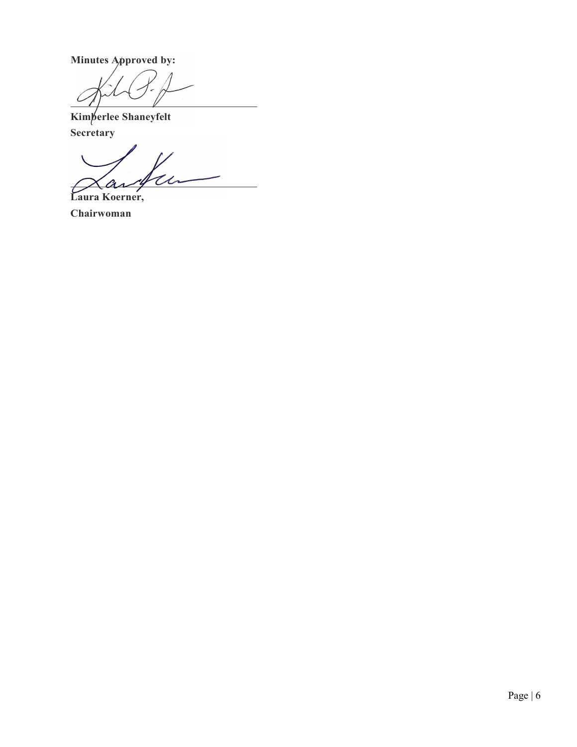**Minutes Approved by:**

**Kimberlee Shaneyfelt**
**Secretary**

**Laura Koerner,**
**Chairwoman**